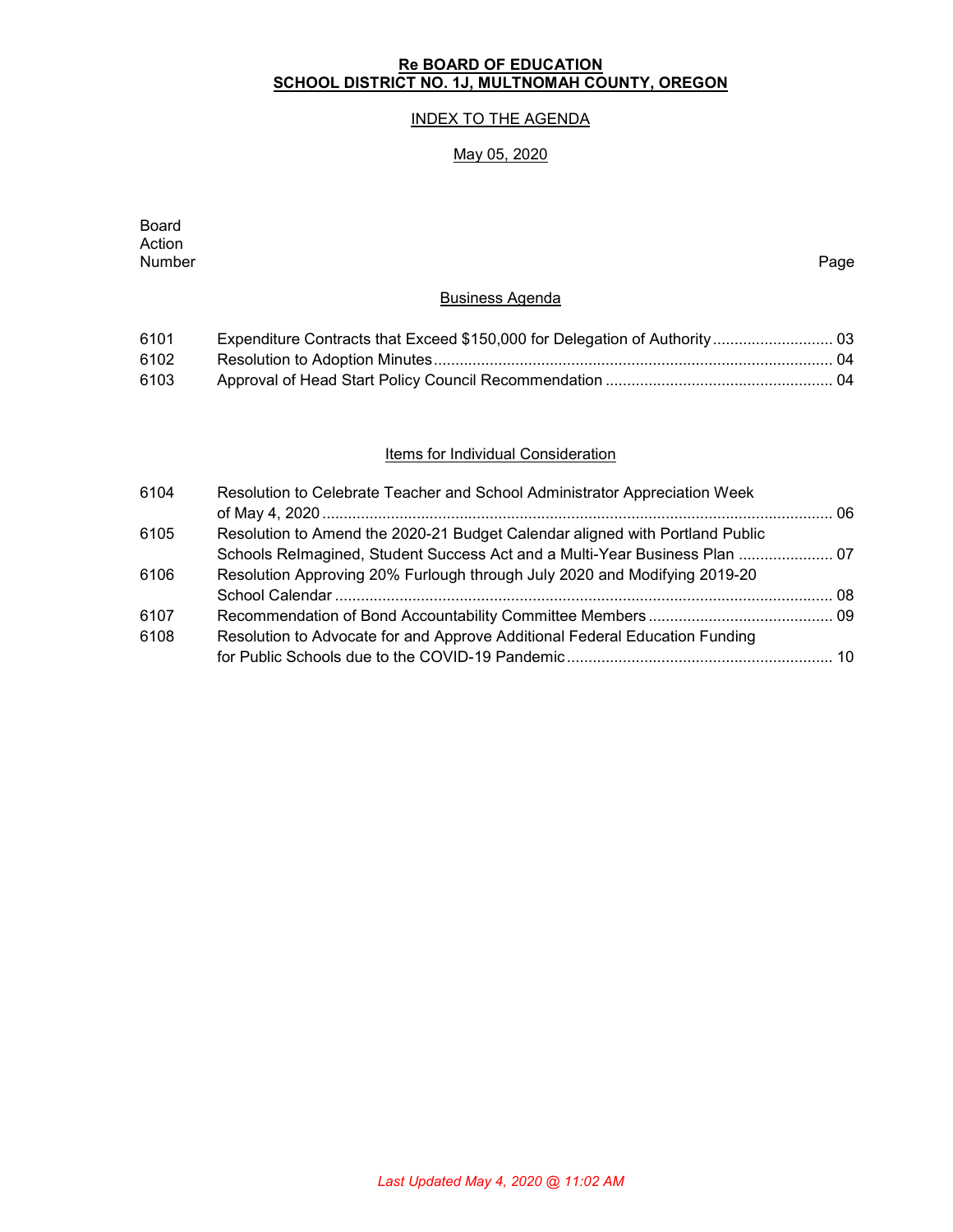**Re BOARD OF EDUCATION**
**SCHOOL DISTRICT NO. 1J, MULTNOMAH COUNTY, OREGON**

INDEX TO THE AGENDA

May 05, 2020

| Board Action Number | | Page |
|---|---|---|
| | **Business Agenda** | |
| 6101 | Expenditure Contracts that Exceed $150,000 for Delegation of Authority | 03 |
| 6102 | Resolution to Adoption Minutes | 04 |
| 6103 | Approval of Head Start Policy Council Recommendation | 04 |
| | **Items for Individual Consideration** | |
| 6104 | Resolution to Celebrate Teacher and School Administrator Appreciation Week of May 4, 2020 | 06 |
| 6105 | Resolution to Amend the 2020-21 Budget Calendar aligned with Portland Public Schools ReImagined, Student Success Act and a Multi-Year Business Plan | 07 |
| 6106 | Resolution Approving 20% Furlough through July 2020 and Modifying 2019-20 School Calendar | 08 |
| 6107 | Recommendation of Bond Accountability Committee Members | 09 |
| 6108 | Resolution to Advocate for and Approve Additional Federal Education Funding for Public Schools due to the COVID-19 Pandemic | 10 |

*Last Updated May 4, 2020 @ 11:02 AM*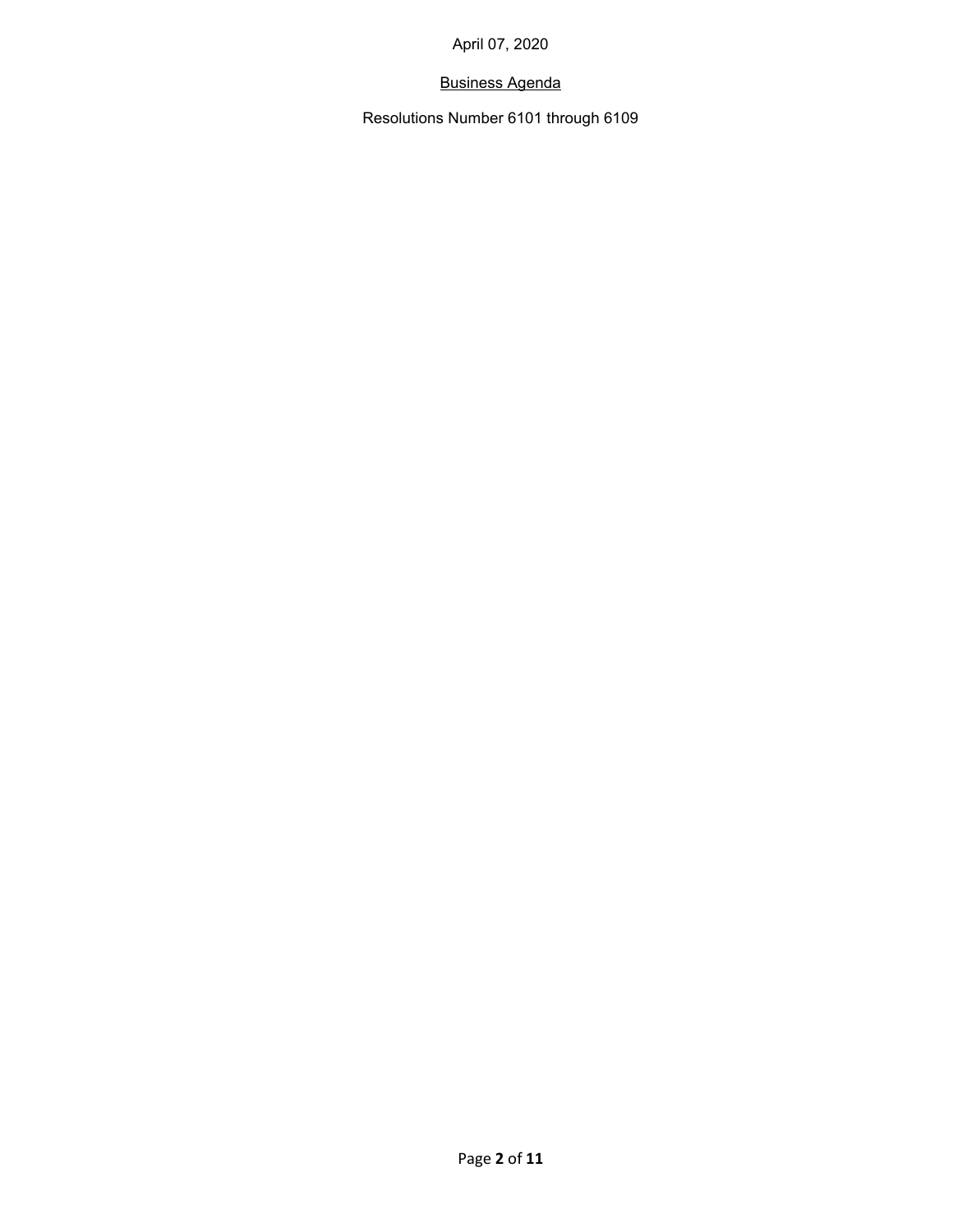April 07, 2020

<u>Business Agenda</u>

Resolutions Number 6101 through 6109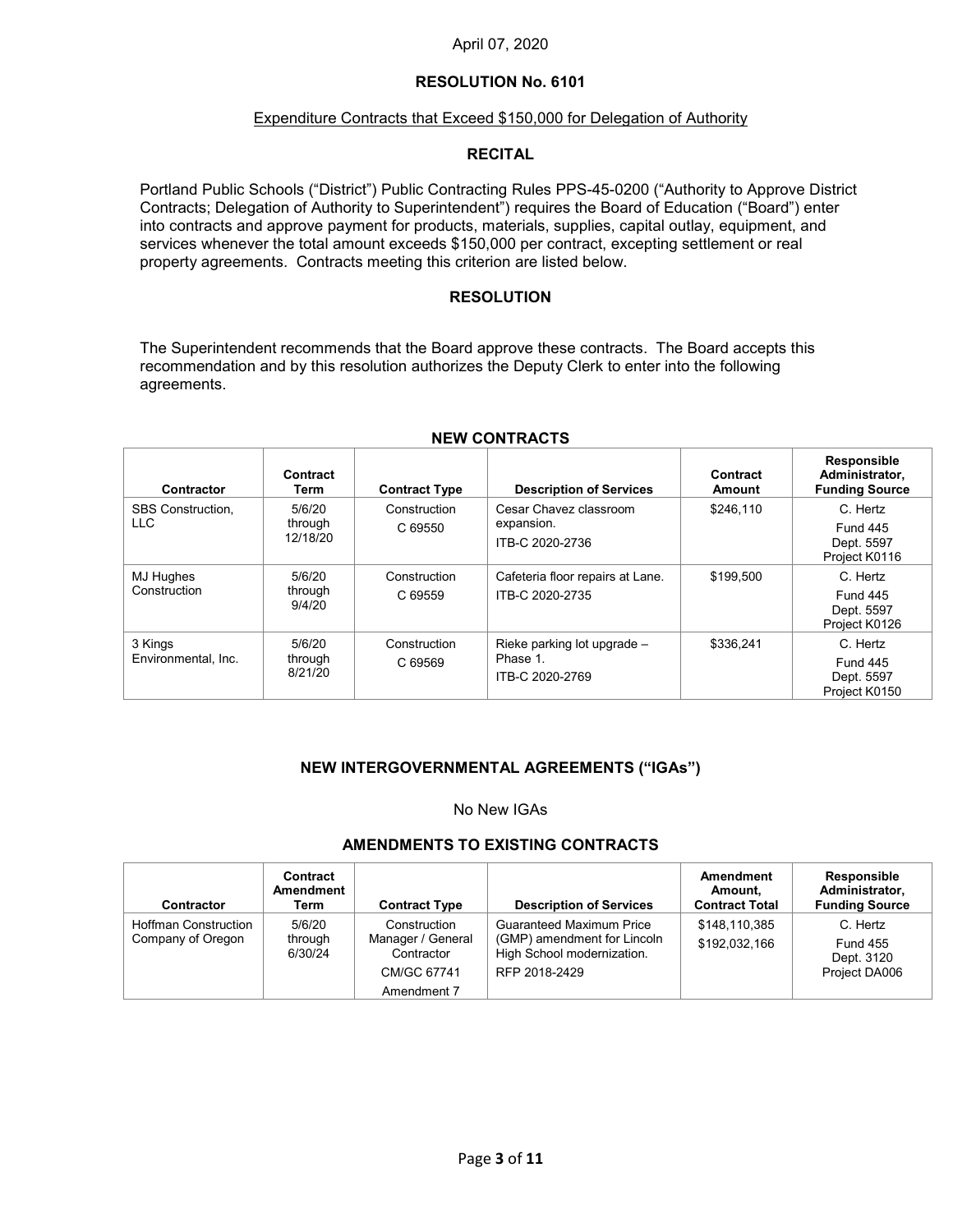April 07, 2020

# RESOLUTION No. 6101

## Expenditure Contracts that Exceed $150,000 for Delegation of Authority

### RECITAL

Portland Public Schools ("District") Public Contracting Rules PPS-45-0200 ("Authority to Approve District Contracts; Delegation of Authority to Superintendent") requires the Board of Education ("Board") enter into contracts and approve payment for products, materials, supplies, capital outlay, equipment, and services whenever the total amount exceeds $150,000 per contract, excepting settlement or real property agreements. Contracts meeting this criterion are listed below.

### RESOLUTION

The Superintendent recommends that the Board approve these contracts. The Board accepts this recommendation and by this resolution authorizes the Deputy Clerk to enter into the following agreements.

### NEW CONTRACTS

| Contractor | Contract Term | Contract Type | Description of Services | Contract Amount | Responsible Administrator, Funding Source |
|---|---|---|---|---|---|
| SBS Construction, LLC | 5/6/20 through 12/18/20 | Construction C 69550 | Cesar Chavez classroom expansion. ITB-C 2020-2736 | $246,110 | C. Hertz Fund 445 Dept. 5597 Project K0116 |
| MJ Hughes Construction | 5/6/20 through 9/4/20 | Construction C 69559 | Cafeteria floor repairs at Lane. ITB-C 2020-2735 | $199,500 | C. Hertz Fund 445 Dept. 5597 Project K0126 |
| 3 Kings Environmental, Inc. | 5/6/20 through 8/21/20 | Construction C 69569 | Rieke parking lot upgrade – Phase 1. ITB-C 2020-2769 | $336,241 | C. Hertz Fund 445 Dept. 5597 Project K0150 |

### NEW INTERGOVERNMENTAL AGREEMENTS ("IGAs")

No New IGAs

### AMENDMENTS TO EXISTING CONTRACTS

| Contractor | Contract Amendment Term | Contract Type | Description of Services | Amendment Amount, Contract Total | Responsible Administrator, Funding Source |
|---|---|---|---|---|---|
| Hoffman Construction Company of Oregon | 5/6/20 through 6/30/24 | Construction Manager / General Contractor CM/GC 67741 Amendment 7 | Guaranteed Maximum Price (GMP) amendment for Lincoln High School modernization. RFP 2018-2429 | $148,110,385 $192,032,166 | C. Hertz Fund 455 Dept. 3120 Project DA006 |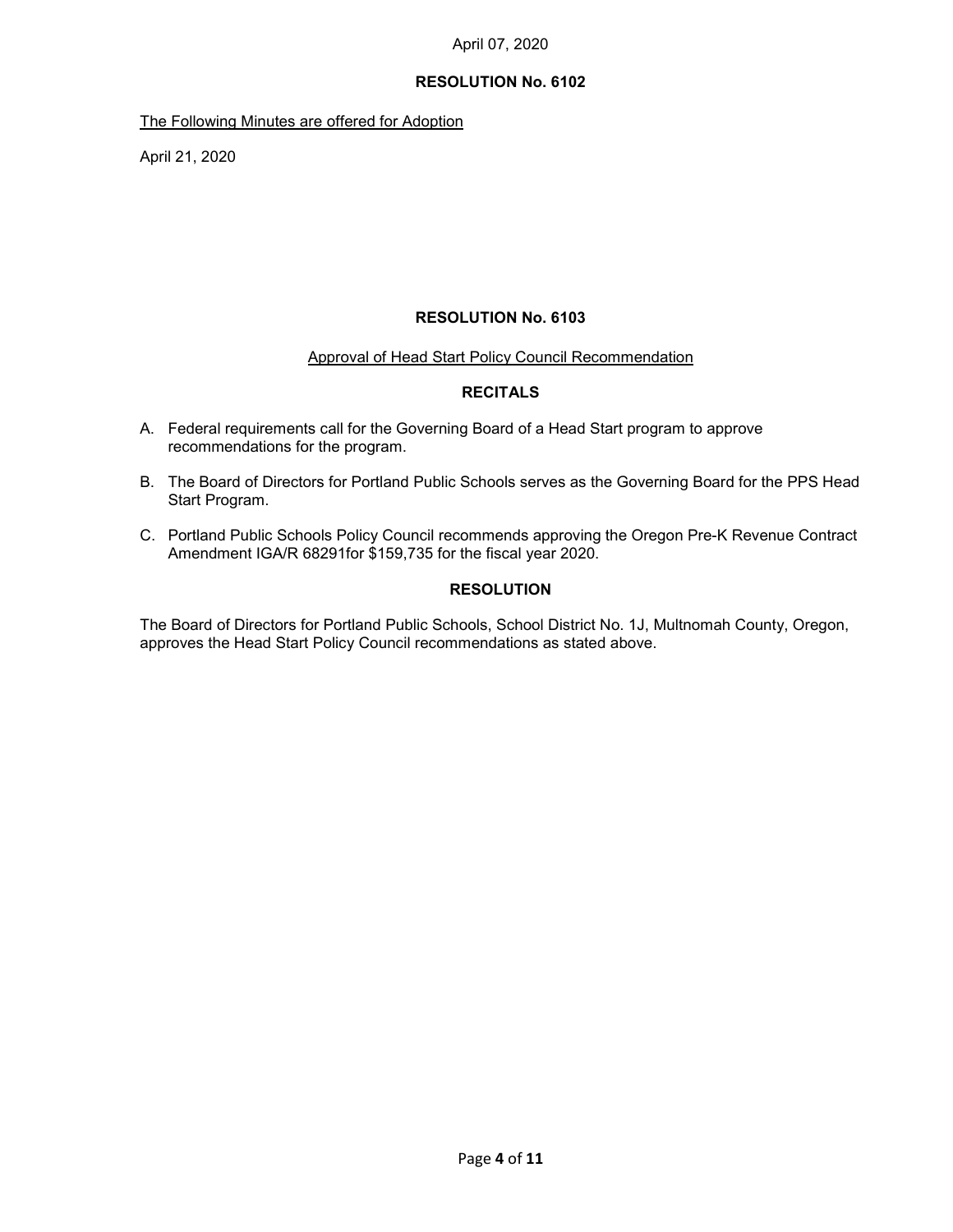April 07, 2020

**RESOLUTION No. 6102**

The Following Minutes are offered for Adoption

April 21, 2020

**RESOLUTION No. 6103**

Approval of Head Start Policy Council Recommendation

**RECITALS**

A. Federal requirements call for the Governing Board of a Head Start program to approve recommendations for the program.

B. The Board of Directors for Portland Public Schools serves as the Governing Board for the PPS Head Start Program.

C. Portland Public Schools Policy Council recommends approving the Oregon Pre-K Revenue Contract Amendment IGA/R 68291for $159,735 for the fiscal year 2020.

**RESOLUTION**

The Board of Directors for Portland Public Schools, School District No. 1J, Multnomah County, Oregon, approves the Head Start Policy Council recommendations as stated above.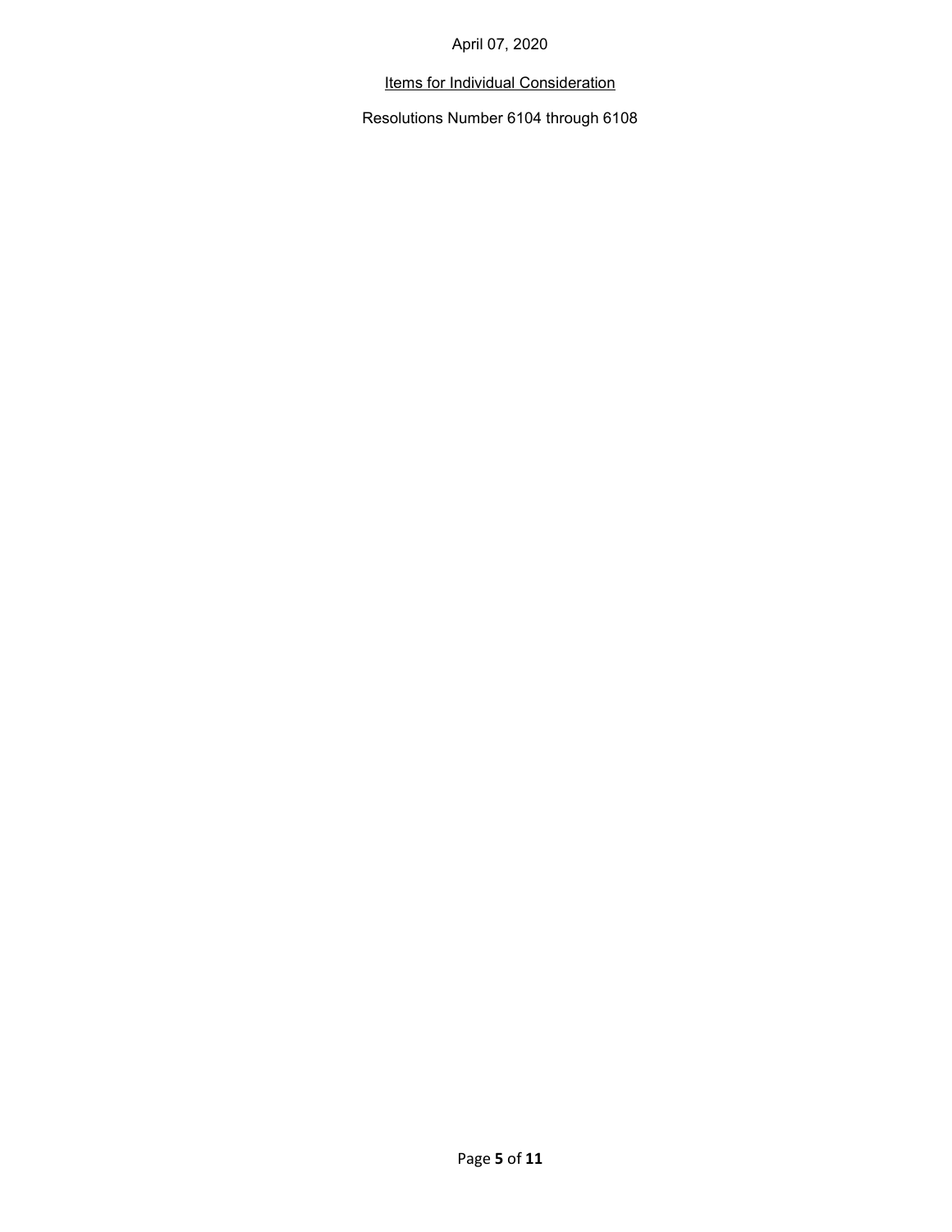April 07, 2020

Items for Individual Consideration

Resolutions Number 6104 through 6108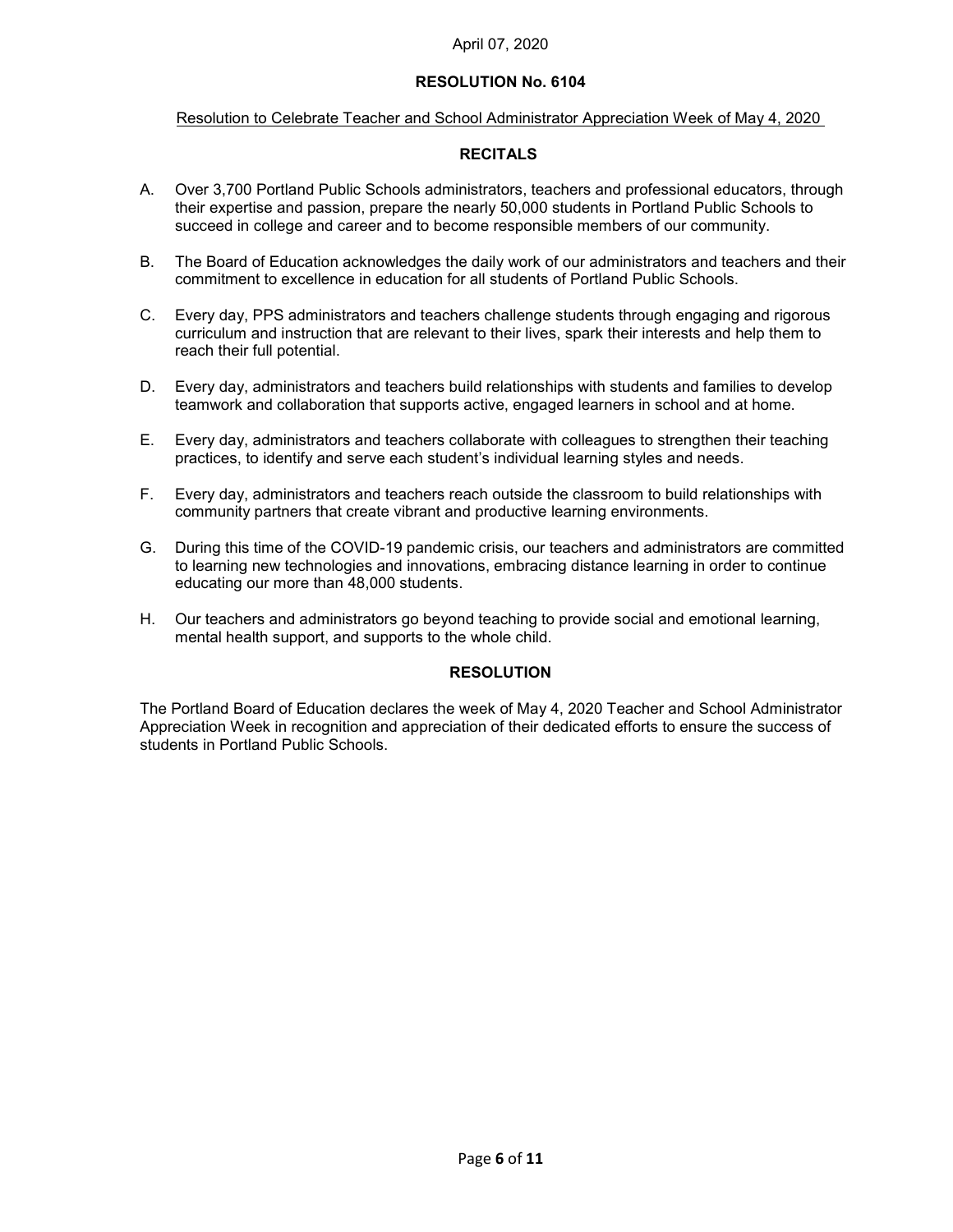April 07, 2020

**RESOLUTION No. 6104**

Resolution to Celebrate Teacher and School Administrator Appreciation Week of May 4, 2020

**RECITALS**

A. Over 3,700 Portland Public Schools administrators, teachers and professional educators, through their expertise and passion, prepare the nearly 50,000 students in Portland Public Schools to succeed in college and career and to become responsible members of our community.

B. The Board of Education acknowledges the daily work of our administrators and teachers and their commitment to excellence in education for all students of Portland Public Schools.

C. Every day, PPS administrators and teachers challenge students through engaging and rigorous curriculum and instruction that are relevant to their lives, spark their interests and help them to reach their full potential.

D. Every day, administrators and teachers build relationships with students and families to develop teamwork and collaboration that supports active, engaged learners in school and at home.

E. Every day, administrators and teachers collaborate with colleagues to strengthen their teaching practices, to identify and serve each student's individual learning styles and needs.

F. Every day, administrators and teachers reach outside the classroom to build relationships with community partners that create vibrant and productive learning environments.

G. During this time of the COVID-19 pandemic crisis, our teachers and administrators are committed to learning new technologies and innovations, embracing distance learning in order to continue educating our more than 48,000 students.

H. Our teachers and administrators go beyond teaching to provide social and emotional learning, mental health support, and supports to the whole child.

**RESOLUTION**

The Portland Board of Education declares the week of May 4, 2020 Teacher and School Administrator Appreciation Week in recognition and appreciation of their dedicated efforts to ensure the success of students in Portland Public Schools.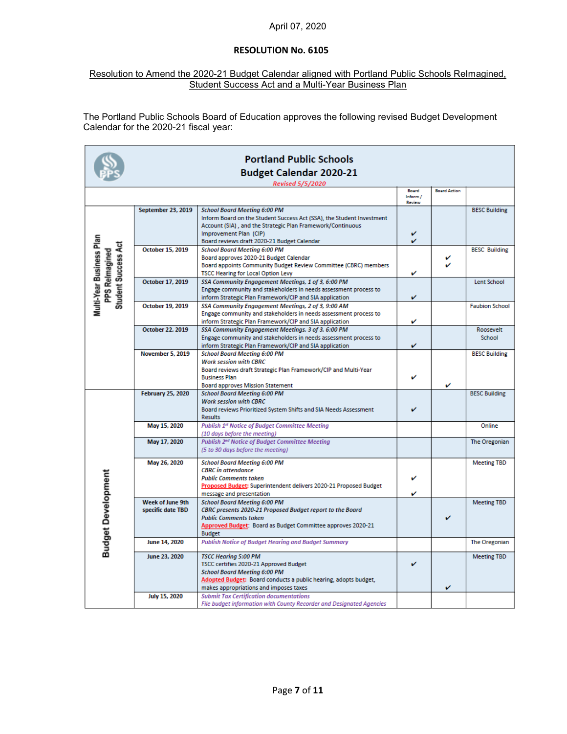April 07, 2020

**RESOLUTION No. 6105**

Resolution to Amend the 2020-21 Budget Calendar aligned with Portland Public Schools ReImagined, Student Success Act and a Multi-Year Business Plan

The Portland Public Schools Board of Education approves the following revised Budget Development Calendar for the 2020-21 fiscal year:

**Portland Public Schools**
**Budget Calendar 2020-21**
*Revised 5/5/2020*

| | Date | Activity | Board Inform / Review | Board Action | Location |
|---|---|---|---|---|---|
| Multi-Year Business Plan PPS ReImagined Student Success Act | September 23, 2019 | *School Board Meeting 6:00 PM*<br>Inform Board on the Student Success Act (SSA), the Student Investment Account (SIA), and the Strategic Plan Framework/Continuous Improvement Plan (CIP)<br>Board reviews draft 2020-21 Budget Calendar | ✔<br>✔ | | BESC Building |
| | October 15, 2019 | *School Board Meeting 6:00 PM*<br>Board approves 2020-21 Budget Calendar<br>Board appoints Community Budget Review Committee (CBRC) members<br>TSCC Hearing for Local Option Levy | ✔ | ✔<br>✔ | BESC Building |
| | October 17, 2019 | *SSA Community Engagement Meetings, 1 of 3, 6:00 PM*<br>Engage community and stakeholders in needs assessment process to inform Strategic Plan Framework/CIP and SIA application | ✔ | | Lent School |
| | October 19, 2019 | *SSA Community Engagement Meetings, 2 of 3, 9:00 AM*<br>Engage community and stakeholders in needs assessment process to inform Strategic Plan Framework/CIP and SIA application | ✔ | | Faubion School |
| | October 22, 2019 | *SSA Community Engagement Meetings, 3 of 3, 6:00 PM*<br>Engage community and stakeholders in needs assessment process to inform Strategic Plan Framework/CIP and SIA application | ✔ | | Roosevelt School |
| | November 5, 2019 | *School Board Meeting 6:00 PM*<br>*Work session with CBRC*<br>Board reviews draft Strategic Plan Framework/CIP and Multi-Year Business Plan<br>Board approves Mission Statement | ✔ | ✔ | BESC Building |
| Budget Development | February 25, 2020 | *School Board Meeting 6:00 PM*<br>*Work session with CBRC*<br>Board reviews Prioritized System Shifts and SIA Needs Assessment Results | ✔ | | BESC Building |
| | May 15, 2020 | *Publish 1st Notice of Budget Committee Meeting*<br>*(10 days before the meeting)* | | | Online |
| | May 17, 2020 | *Publish 2nd Notice of Budget Committee Meeting*<br>*(5 to 30 days before the meeting)* | | | The Oregonian |
| | May 26, 2020 | *School Board Meeting 6:00 PM*<br>*CBRC in attendance*<br>*Public Comments taken*<br>Proposed Budget: Superintendent delivers 2020-21 Proposed Budget message and presentation | ✔<br>✔ | | Meeting TBD |
| | Week of June 9th specific date TBD | *School Board Meeting 6:00 PM*<br>*CBRC presents 2020-21 Proposed Budget report to the Board*<br>*Public Comments taken*<br>Approved Budget: Board as Budget Committee approves 2020-21 Budget | | ✔ | Meeting TBD |
| | June 14, 2020 | *Publish Notice of Budget Hearing and Budget Summary* | | | The Oregonian |
| | June 23, 2020 | *TSCC Hearing 5:00 PM*<br>TSCC certifies 2020-21 Approved Budget<br>*School Board Meeting 6:00 PM*<br>Adopted Budget: Board conducts a public hearing, adopts budget, makes appropriations and imposes taxes | ✔ | ✔ | Meeting TBD |
| | July 15, 2020 | *Submit Tax Certification documentations*<br>*File budget information with County Recorder and Designated Agencies* | | | |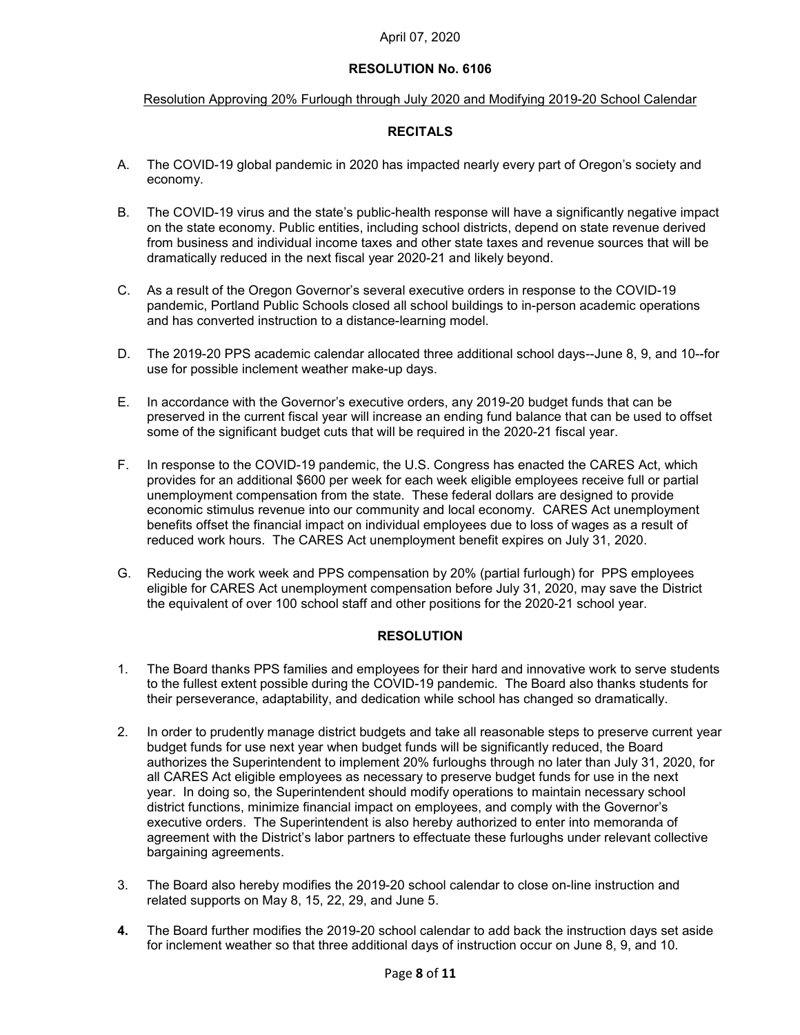April 07, 2020

## RESOLUTION No. 6106

Resolution Approving 20% Furlough through July 2020 and Modifying 2019-20 School Calendar

### RECITALS

A. The COVID-19 global pandemic in 2020 has impacted nearly every part of Oregon's society and economy.

B. The COVID-19 virus and the state's public-health response will have a significantly negative impact on the state economy. Public entities, including school districts, depend on state revenue derived from business and individual income taxes and other state taxes and revenue sources that will be dramatically reduced in the next fiscal year 2020-21 and likely beyond.

C. As a result of the Oregon Governor's several executive orders in response to the COVID-19 pandemic, Portland Public Schools closed all school buildings to in-person academic operations and has converted instruction to a distance-learning model.

D. The 2019-20 PPS academic calendar allocated three additional school days--June 8, 9, and 10--for use for possible inclement weather make-up days.

E. In accordance with the Governor's executive orders, any 2019-20 budget funds that can be preserved in the current fiscal year will increase an ending fund balance that can be used to offset some of the significant budget cuts that will be required in the 2020-21 fiscal year.

F. In response to the COVID-19 pandemic, the U.S. Congress has enacted the CARES Act, which provides for an additional $600 per week for each week eligible employees receive full or partial unemployment compensation from the state. These federal dollars are designed to provide economic stimulus revenue into our community and local economy. CARES Act unemployment benefits offset the financial impact on individual employees due to loss of wages as a result of reduced work hours. The CARES Act unemployment benefit expires on July 31, 2020.

G. Reducing the work week and PPS compensation by 20% (partial furlough) for PPS employees eligible for CARES Act unemployment compensation before July 31, 2020, may save the District the equivalent of over 100 school staff and other positions for the 2020-21 school year.

### RESOLUTION

1. The Board thanks PPS families and employees for their hard and innovative work to serve students to the fullest extent possible during the COVID-19 pandemic. The Board also thanks students for their perseverance, adaptability, and dedication while school has changed so dramatically.

2. In order to prudently manage district budgets and take all reasonable steps to preserve current year budget funds for use next year when budget funds will be significantly reduced, the Board authorizes the Superintendent to implement 20% furloughs through no later than July 31, 2020, for all CARES Act eligible employees as necessary to preserve budget funds for use in the next year. In doing so, the Superintendent should modify operations to maintain necessary school district functions, minimize financial impact on employees, and comply with the Governor's executive orders. The Superintendent is also hereby authorized to enter into memoranda of agreement with the District's labor partners to effectuate these furloughs under relevant collective bargaining agreements.

3. The Board also hereby modifies the 2019-20 school calendar to close on-line instruction and related supports on May 8, 15, 22, 29, and June 5.

4. The Board further modifies the 2019-20 school calendar to add back the instruction days set aside for inclement weather so that three additional days of instruction occur on June 8, 9, and 10.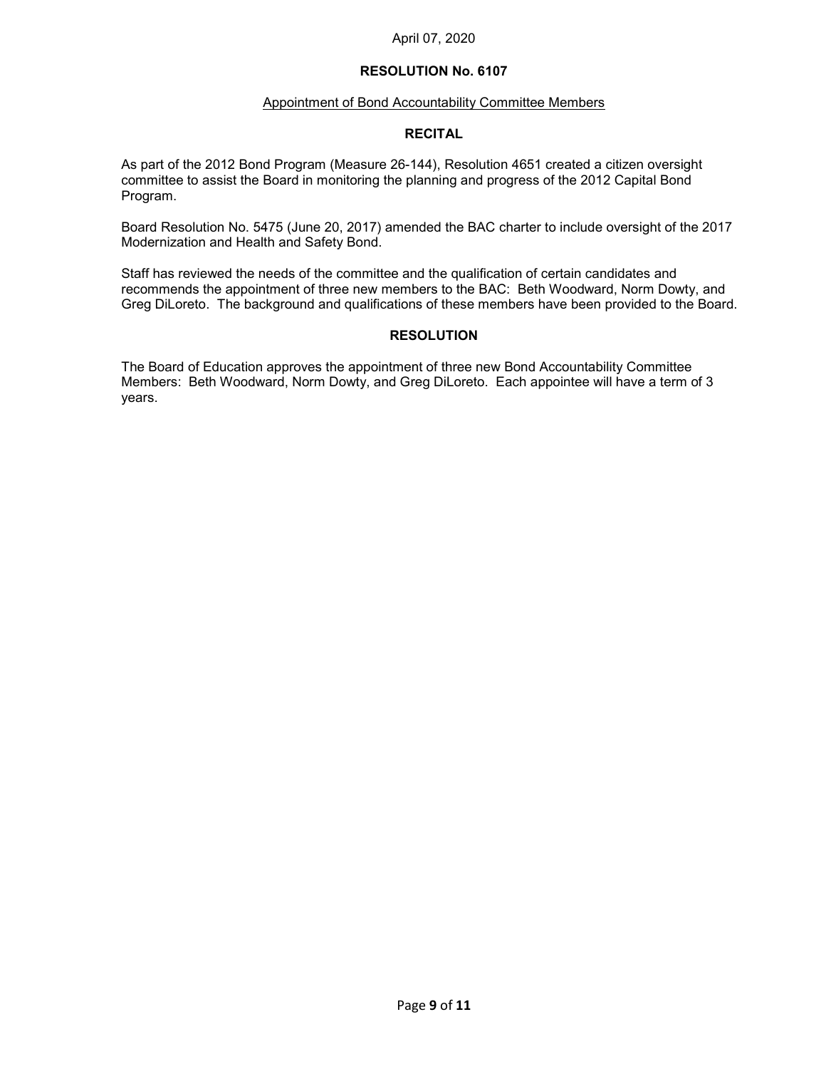April 07, 2020

## RESOLUTION No. 6107

Appointment of Bond Accountability Committee Members

### RECITAL

As part of the 2012 Bond Program (Measure 26-144), Resolution 4651 created a citizen oversight committee to assist the Board in monitoring the planning and progress of the 2012 Capital Bond Program.

Board Resolution No. 5475 (June 20, 2017) amended the BAC charter to include oversight of the 2017 Modernization and Health and Safety Bond.

Staff has reviewed the needs of the committee and the qualification of certain candidates and recommends the appointment of three new members to the BAC: Beth Woodward, Norm Dowty, and Greg DiLoreto. The background and qualifications of these members have been provided to the Board.

### RESOLUTION

The Board of Education approves the appointment of three new Bond Accountability Committee Members: Beth Woodward, Norm Dowty, and Greg DiLoreto. Each appointee will have a term of 3 years.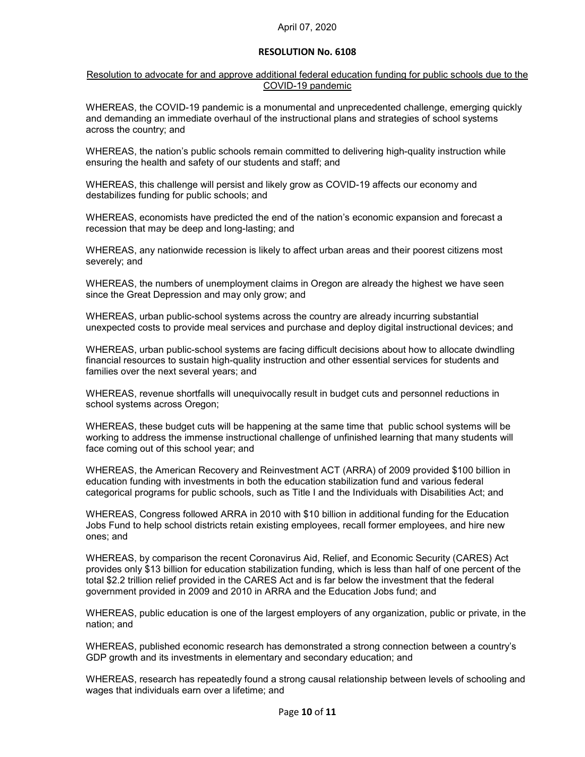April 07, 2020

## RESOLUTION No. 6108

Resolution to advocate for and approve additional federal education funding for public schools due to the COVID-19 pandemic

WHEREAS, the COVID-19 pandemic is a monumental and unprecedented challenge, emerging quickly and demanding an immediate overhaul of the instructional plans and strategies of school systems across the country; and

WHEREAS, the nation's public schools remain committed to delivering high-quality instruction while ensuring the health and safety of our students and staff; and

WHEREAS, this challenge will persist and likely grow as COVID-19 affects our economy and destabilizes funding for public schools; and

WHEREAS, economists have predicted the end of the nation's economic expansion and forecast a recession that may be deep and long-lasting; and

WHEREAS, any nationwide recession is likely to affect urban areas and their poorest citizens most severely; and

WHEREAS, the numbers of unemployment claims in Oregon are already the highest we have seen since the Great Depression and may only grow; and

WHEREAS, urban public-school systems across the country are already incurring substantial unexpected costs to provide meal services and purchase and deploy digital instructional devices; and

WHEREAS, urban public-school systems are facing difficult decisions about how to allocate dwindling financial resources to sustain high-quality instruction and other essential services for students and families over the next several years; and

WHEREAS, revenue shortfalls will unequivocally result in budget cuts and personnel reductions in school systems across Oregon;

WHEREAS, these budget cuts will be happening at the same time that public school systems will be working to address the immense instructional challenge of unfinished learning that many students will face coming out of this school year; and

WHEREAS, the American Recovery and Reinvestment ACT (ARRA) of 2009 provided $100 billion in education funding with investments in both the education stabilization fund and various federal categorical programs for public schools, such as Title I and the Individuals with Disabilities Act; and

WHEREAS, Congress followed ARRA in 2010 with $10 billion in additional funding for the Education Jobs Fund to help school districts retain existing employees, recall former employees, and hire new ones; and

WHEREAS, by comparison the recent Coronavirus Aid, Relief, and Economic Security (CARES) Act provides only $13 billion for education stabilization funding, which is less than half of one percent of the total $2.2 trillion relief provided in the CARES Act and is far below the investment that the federal government provided in 2009 and 2010 in ARRA and the Education Jobs fund; and

WHEREAS, public education is one of the largest employers of any organization, public or private, in the nation; and

WHEREAS, published economic research has demonstrated a strong connection between a country's GDP growth and its investments in elementary and secondary education; and

WHEREAS, research has repeatedly found a strong causal relationship between levels of schooling and wages that individuals earn over a lifetime; and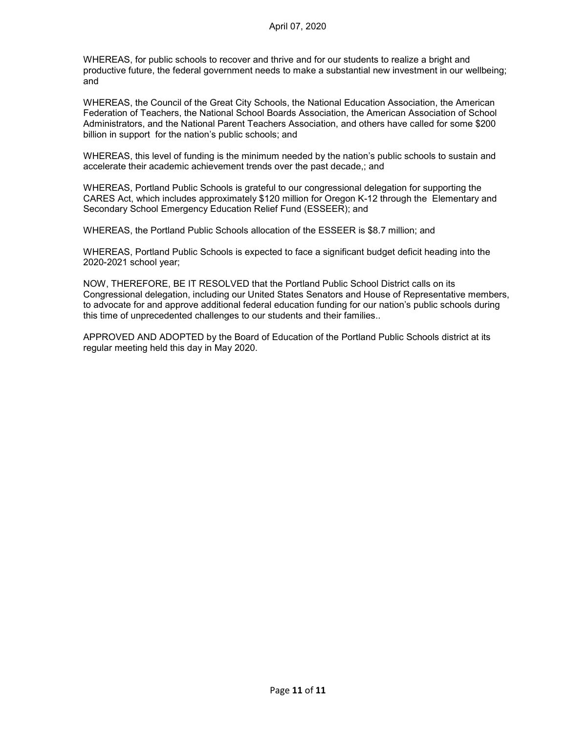WHEREAS, for public schools to recover and thrive and for our students to realize a bright and productive future, the federal government needs to make a substantial new investment in our wellbeing; and

WHEREAS, the Council of the Great City Schools, the National Education Association, the American Federation of Teachers, the National School Boards Association, the American Association of School Administrators, and the National Parent Teachers Association, and others have called for some $200 billion in support for the nation's public schools; and

WHEREAS, this level of funding is the minimum needed by the nation's public schools to sustain and accelerate their academic achievement trends over the past decade,; and

WHEREAS, Portland Public Schools is grateful to our congressional delegation for supporting the CARES Act, which includes approximately $120 million for Oregon K-12 through the Elementary and Secondary School Emergency Education Relief Fund (ESSEER); and

WHEREAS, the Portland Public Schools allocation of the ESSEER is $8.7 million; and

WHEREAS, Portland Public Schools is expected to face a significant budget deficit heading into the 2020-2021 school year;

NOW, THEREFORE, BE IT RESOLVED that the Portland Public School District calls on its Congressional delegation, including our United States Senators and House of Representative members, to advocate for and approve additional federal education funding for our nation's public schools during this time of unprecedented challenges to our students and their families..

APPROVED AND ADOPTED by the Board of Education of the Portland Public Schools district at its regular meeting held this day in May 2020.